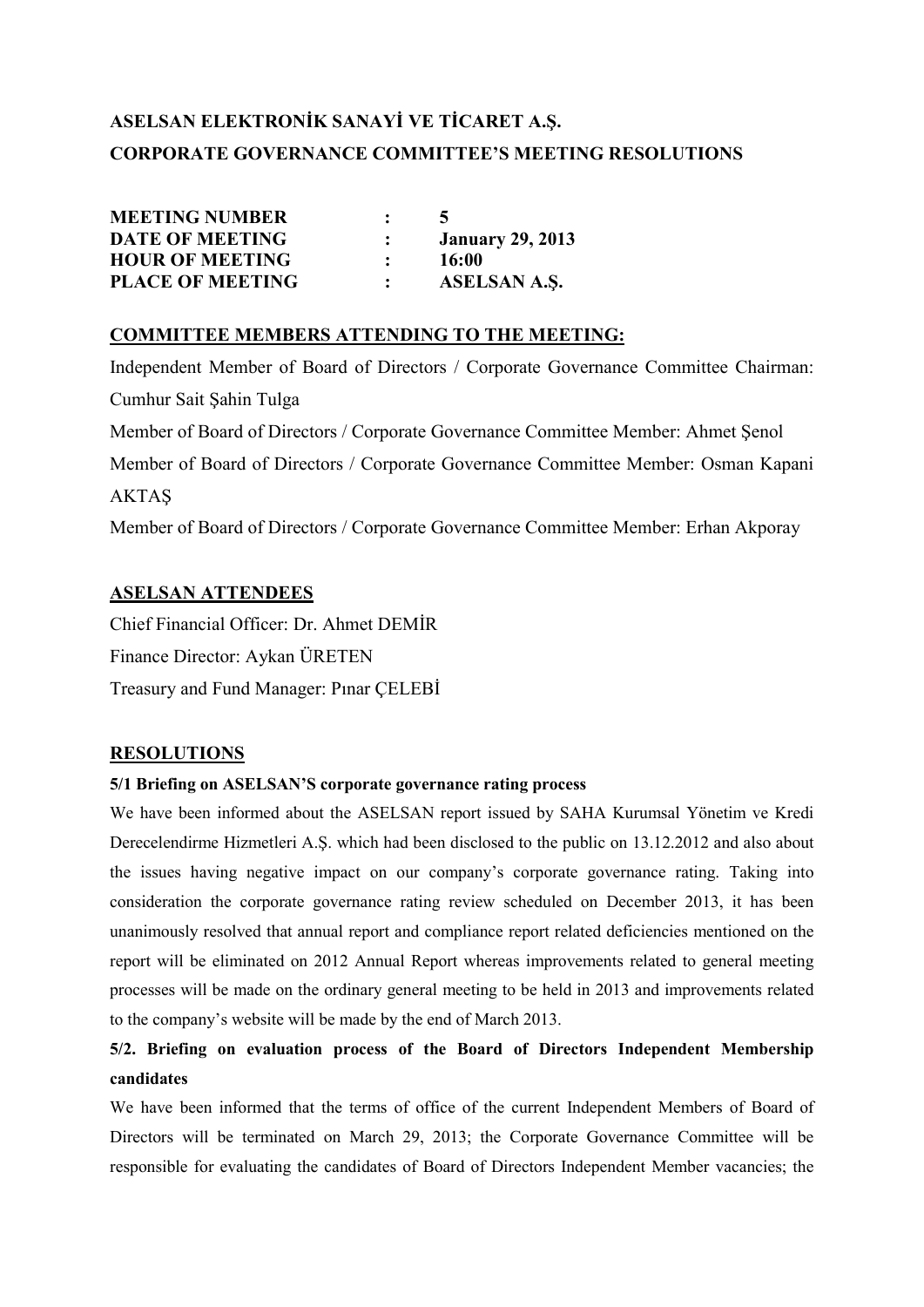# ASELSAN ELEKTRONİK SANAYİ VE TİCARET A.Ş.

# CORPORATE GOVERNANCE COMMITTEE'S MEETING RESOLUTIONS

| | | |
|---|---|---|
| **MEETING NUMBER** | **:** | **5** |
| **DATE OF MEETING** | **:** | **January 29, 2013** |
| **HOUR OF MEETING** | **:** | **16:00** |
| **PLACE OF MEETING** | **:** | **ASELSAN A.Ş.** |

## COMMITTEE MEMBERS ATTENDING TO THE MEETING:

Independent Member of Board of Directors / Corporate Governance Committee Chairman: Cumhur Sait Şahin Tulga

Member of Board of Directors / Corporate Governance Committee Member: Ahmet Şenol

Member of Board of Directors / Corporate Governance Committee Member: Osman Kapani AKTAŞ

Member of Board of Directors / Corporate Governance Committee Member: Erhan Akporay

## ASELSAN ATTENDEES

Chief Financial Officer: Dr. Ahmet DEMİR

Finance Director: Aykan ÜRETEN

Treasury and Fund Manager: Pınar ÇELEBİ

## RESOLUTIONS

### 5/1 Briefing on ASELSAN'S corporate governance rating process

We have been informed about the ASELSAN report issued by SAHA Kurumsal Yönetim ve Kredi Derecelendirme Hizmetleri A.Ş. which had been disclosed to the public on 13.12.2012 and also about the issues having negative impact on our company's corporate governance rating. Taking into consideration the corporate governance rating review scheduled on December 2013, it has been unanimously resolved that annual report and compliance report related deficiencies mentioned on the report will be eliminated on 2012 Annual Report whereas improvements related to general meeting processes will be made on the ordinary general meeting to be held in 2013 and improvements related to the company's website will be made by the end of March 2013.

### 5/2. Briefing on evaluation process of the Board of Directors Independent Membership candidates

We have been informed that the terms of office of the current Independent Members of Board of Directors will be terminated on March 29, 2013; the Corporate Governance Committee will be responsible for evaluating the candidates of Board of Directors Independent Member vacancies; the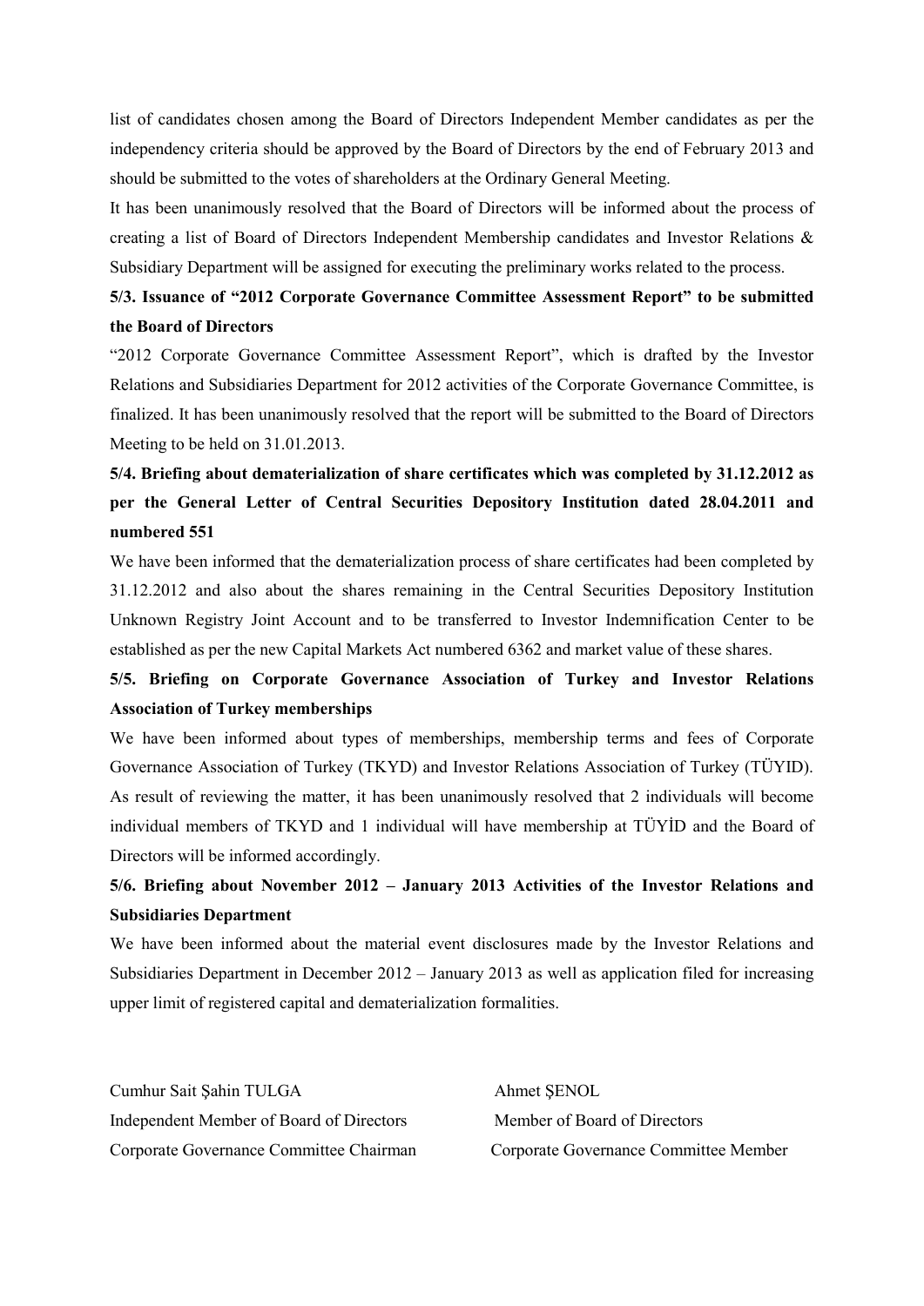list of candidates chosen among the Board of Directors Independent Member candidates as per the independency criteria should be approved by the Board of Directors by the end of February 2013 and should be submitted to the votes of shareholders at the Ordinary General Meeting.

It has been unanimously resolved that the Board of Directors will be informed about the process of creating a list of Board of Directors Independent Membership candidates and Investor Relations & Subsidiary Department will be assigned for executing the preliminary works related to the process.

**5/3. Issuance of "2012 Corporate Governance Committee Assessment Report" to be submitted the Board of Directors**

"2012 Corporate Governance Committee Assessment Report", which is drafted by the Investor Relations and Subsidiaries Department for 2012 activities of the Corporate Governance Committee, is finalized. It has been unanimously resolved that the report will be submitted to the Board of Directors Meeting to be held on 31.01.2013.

**5/4. Briefing about dematerialization of share certificates which was completed by 31.12.2012 as per the General Letter of Central Securities Depository Institution dated 28.04.2011 and numbered 551**

We have been informed that the dematerialization process of share certificates had been completed by 31.12.2012 and also about the shares remaining in the Central Securities Depository Institution Unknown Registry Joint Account and to be transferred to Investor Indemnification Center to be established as per the new Capital Markets Act numbered 6362 and market value of these shares.

**5/5. Briefing on Corporate Governance Association of Turkey and Investor Relations Association of Turkey memberships**

We have been informed about types of memberships, membership terms and fees of Corporate Governance Association of Turkey (TKYD) and Investor Relations Association of Turkey (TÜYID). As result of reviewing the matter, it has been unanimously resolved that 2 individuals will become individual members of TKYD and 1 individual will have membership at TÜYİD and the Board of Directors will be informed accordingly.

**5/6. Briefing about November 2012 – January 2013 Activities of the Investor Relations and Subsidiaries Department**

We have been informed about the material event disclosures made by the Investor Relations and Subsidiaries Department in December 2012 – January 2013 as well as application filed for increasing upper limit of registered capital and dematerialization formalities.

Cumhur Sait Şahin TULGA
Independent Member of Board of Directors
Corporate Governance Committee Chairman

Ahmet ŞENOL
Member of Board of Directors
Corporate Governance Committee Member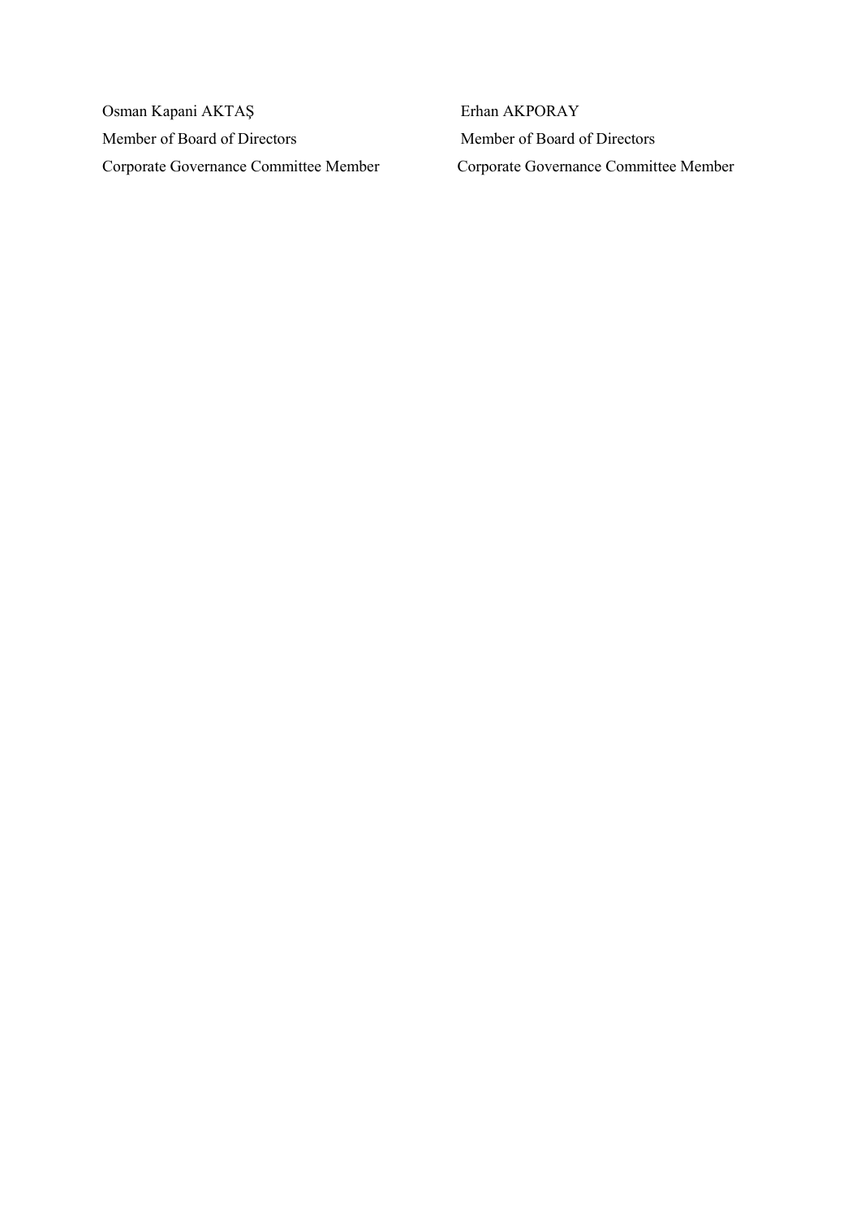Osman Kapani AKTAŞ
Member of Board of Directors
Corporate Governance Committee Member

Erhan AKPORAY
Member of Board of Directors
Corporate Governance Committee Member